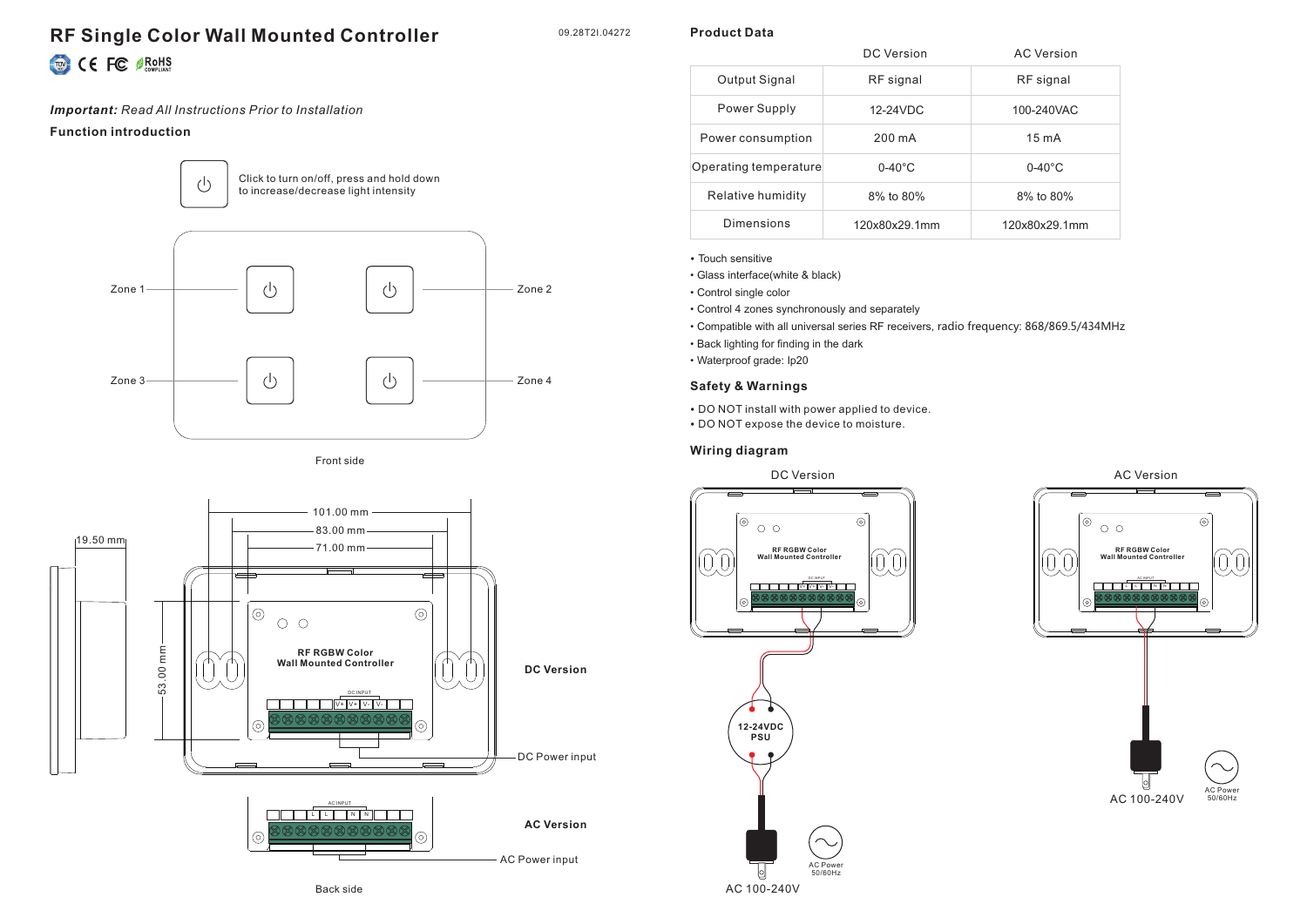# RF Single Color Wall Mounted Controller

09.28T2I.04272

*Important:* *Read All Instructions Prior to Installation*

**Function introduction**

Click to turn on/off, press and hold down to increase/decrease light intensity

Zone 1, Zone 2, Zone 3, Zone 4

Front side

101.00 mm
83.00 mm
71.00 mm
19.50 mm
53.00 mm

RF RGBW Color Wall Mounted Controller

DC Version — DC Power input

AC Version — AC Power input

Back side

## Product Data

| | DC Version | AC Version |
|---|---|---|
| Output Signal | RF signal | RF signal |
| Power Supply | 12-24VDC | 100-240VAC |
| Power consumption | 200 mA | 15 mA |
| Operating temperature | 0-40°C | 0-40°C |
| Relative humidity | 8% to 80% | 8% to 80% |
| Dimensions | 120x80x29.1mm | 120x80x29.1mm |

- Touch sensitive
- Glass interface(white & black)
- Control single color
- Control 4 zones synchronously and separately
- Compatible with all universal series RF receivers, radio frequency: 868/869.5/434MHz
- Back lighting for finding in the dark
- Waterproof grade: Ip20

## Safety & Warnings

- DO NOT install with power applied to device.
- DO NOT expose the device to moisture.

## Wiring diagram

DC Version

RF RGBW Color Wall Mounted Controller

12-24VDC PSU

AC Power 50/60Hz

AC 100-240V

AC Version

RF RGBW Color Wall Mounted Controller

AC Power 50/60Hz

AC 100-240V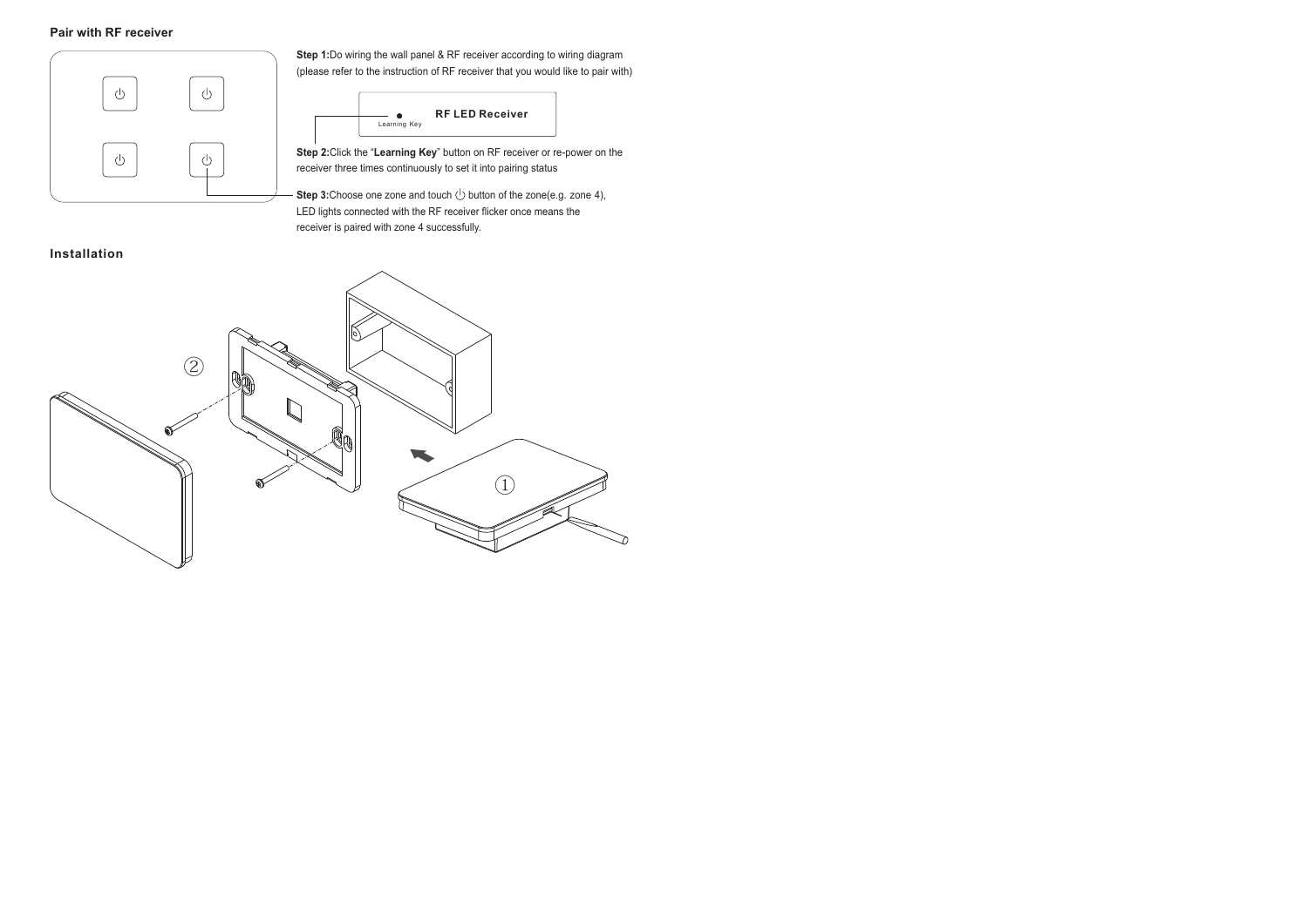## Pair with RF receiver

**Step 1:** Do wiring the wall panel & RF receiver according to wiring diagram (please refer to the instruction of RF receiver that you would like to pair with)

Learning Key

RF LED Receiver

**Step 2:** Click the "**Learning Key**" button on RF receiver or re-power on the receiver three times continuously to set it into pairing status

**Step 3:** Choose one zone and touch ⏻ button of the zone(e.g. zone 4), LED lights connected with the RF receiver flicker once means the receiver is paired with zone 4 successfully.

## Installation

②

①